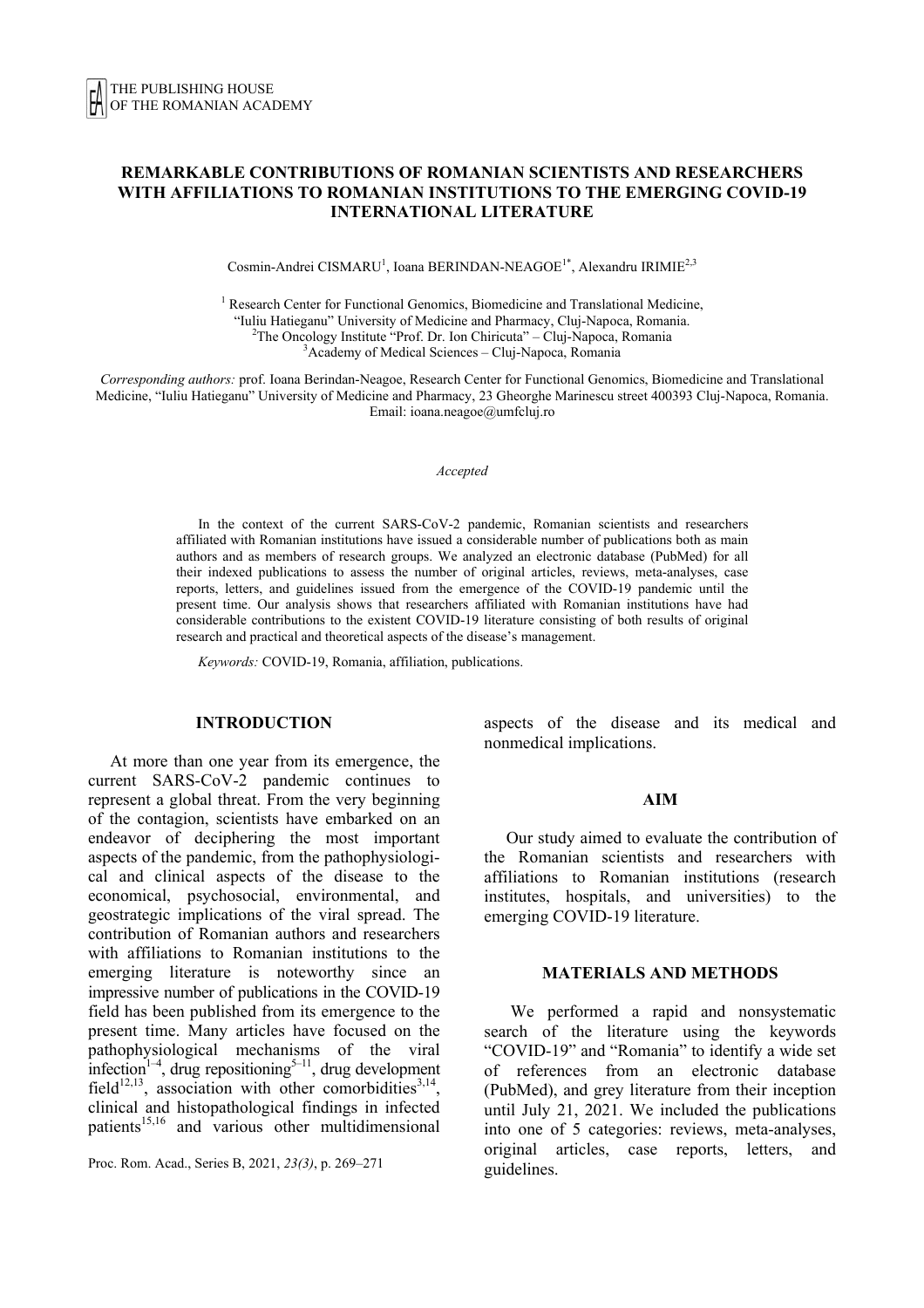# REMARKABLE CONTRIBUTIONS OF ROMANIAN SCIENTISTS AND RESEARCHERS WITH AFFILIATIONS TO ROMANIAN INSTITUTIONS TO THE EMERGING COVID-19 INTERNATIONAL LITERATURE

Cosmin-Andrei CISMARU[1], Ioana BERINDAN-NEAGOE[1*], Alexandru IRIMIE[2,3]

[1] Research Center for Functional Genomics, Biomedicine and Translational Medicine, "Iuliu Hatieganu" University of Medicine and Pharmacy, Cluj-Napoca, Romania.
[2] The Oncology Institute "Prof. Dr. Ion Chiricuta" – Cluj-Napoca, Romania
[3] Academy of Medical Sciences – Cluj-Napoca, Romania

*Corresponding authors:* prof. Ioana Berindan-Neagoe, Research Center for Functional Genomics, Biomedicine and Translational Medicine, "Iuliu Hatieganu" University of Medicine and Pharmacy, 23 Gheorghe Marinescu street 400393 Cluj-Napoca, Romania. Email: ioana.neagoe@umfcluj.ro

*Accepted*

In the context of the current SARS-CoV-2 pandemic, Romanian scientists and researchers affiliated with Romanian institutions have issued a considerable number of publications both as main authors and as members of research groups. We analyzed an electronic database (PubMed) for all their indexed publications to assess the number of original articles, reviews, meta-analyses, case reports, letters, and guidelines issued from the emergence of the COVID-19 pandemic until the present time. Our analysis shows that researchers affiliated with Romanian institutions have had considerable contributions to the existent COVID-19 literature consisting of both results of original research and practical and theoretical aspects of the disease's management.

*Keywords:* COVID-19, Romania, affiliation, publications.

## INTRODUCTION

At more than one year from its emergence, the current SARS-CoV-2 pandemic continues to represent a global threat. From the very beginning of the contagion, scientists have embarked on an endeavor of deciphering the most important aspects of the pandemic, from the pathophysiological and clinical aspects of the disease to the economical, psychosocial, environmental, and geostrategic implications of the viral spread. The contribution of Romanian authors and researchers with affiliations to Romanian institutions to the emerging literature is noteworthy since an impressive number of publications in the COVID-19 field has been published from its emergence to the present time. Many articles have focused on the pathophysiological mechanisms of the viral infection[1–4], drug repositioning[5–11], drug development field[12,13], association with other comorbidities[3,14], clinical and histopathological findings in infected patients[15,16] and various other multidimensional aspects of the disease and its medical and nonmedical implications.

## AIM

Our study aimed to evaluate the contribution of the Romanian scientists and researchers with affiliations to Romanian institutions (research institutes, hospitals, and universities) to the emerging COVID-19 literature.

## MATERIALS AND METHODS

We performed a rapid and nonsystematic search of the literature using the keywords "COVID-19" and "Romania" to identify a wide set of references from an electronic database (PubMed), and grey literature from their inception until July 21, 2021. We included the publications into one of 5 categories: reviews, meta-analyses, original articles, case reports, letters, and guidelines.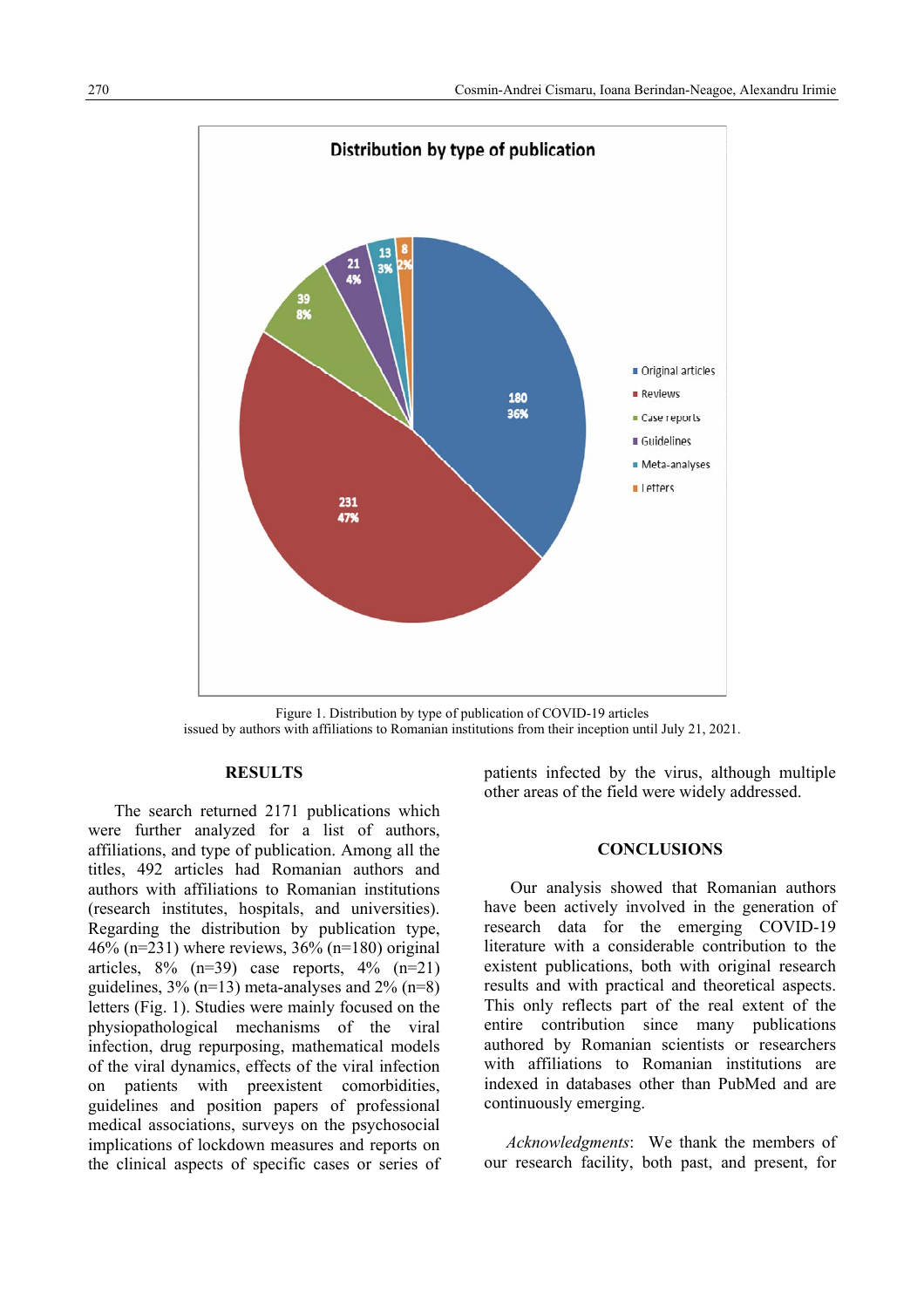Figure 1. Distribution by type of publication of COVID-19 articles issued by authors with affiliations to Romanian institutions from their inception until July 21, 2021.

## RESULTS

The search returned 2171 publications which were further analyzed for a list of authors, affiliations, and type of publication. Among all the titles, 492 articles had Romanian authors and authors with affiliations to Romanian institutions (research institutes, hospitals, and universities). Regarding the distribution by publication type, 46% (n=231) where reviews, 36% (n=180) original articles, 8% (n=39) case reports, 4% (n=21) guidelines, 3% (n=13) meta-analyses and 2% (n=8) letters (Fig. 1). Studies were mainly focused on the physiopathological mechanisms of the viral infection, drug repurposing, mathematical models of the viral dynamics, effects of the viral infection on patients with preexistent comorbidities, guidelines and position papers of professional medical associations, surveys on the psychosocial implications of lockdown measures and reports on the clinical aspects of specific cases or series of patients infected by the virus, although multiple other areas of the field were widely addressed.

## CONCLUSIONS

Our analysis showed that Romanian authors have been actively involved in the generation of research data for the emerging COVID-19 literature with a considerable contribution to the existent publications, both with original research results and with practical and theoretical aspects. This only reflects part of the real extent of the entire contribution since many publications authored by Romanian scientists or researchers with affiliations to Romanian institutions are indexed in databases other than PubMed and are continuously emerging.

*Acknowledgments*: We thank the members of our research facility, both past, and present, for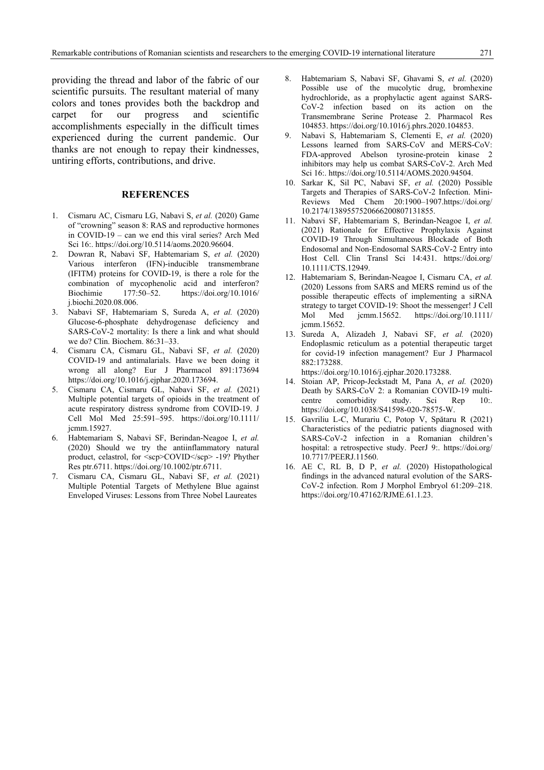providing the thread and labor of the fabric of our scientific pursuits. The resultant material of many colors and tones provides both the backdrop and carpet for our progress and scientific accomplishments especially in the difficult times experienced during the current pandemic. Our thanks are not enough to repay their kindnesses, untiring efforts, contributions, and drive.

## REFERENCES

1. Cismaru AC, Cismaru LG, Nabavi S, *et al.* (2020) Game of "crowning" season 8: RAS and reproductive hormones in COVID-19 – can we end this viral series? Arch Med Sci 16:. https://doi.org/10.5114/aoms.2020.96604.
2. Dowran R, Nabavi SF, Habtemariam S, *et al.* (2020) Various interferon (IFN)-inducible transmembrane (IFITM) proteins for COVID-19, is there a role for the combination of mycophenolic acid and interferon? Biochimie 177:50–52. https://doi.org/10.1016/j.biochi.2020.08.006.
3. Nabavi SF, Habtemariam S, Sureda A, *et al.* (2020) Glucose-6-phosphate dehydrogenase deficiency and SARS-CoV-2 mortality: Is there a link and what should we do? Clin. Biochem. 86:31–33.
4. Cismaru CA, Cismaru GL, Nabavi SF, *et al.* (2020) COVID-19 and antimalarials. Have we been doing it wrong all along? Eur J Pharmacol 891:173694 https://doi.org/10.1016/j.ejphar.2020.173694.
5. Cismaru CA, Cismaru GL, Nabavi SF, *et al.* (2021) Multiple potential targets of opioids in the treatment of acute respiratory distress syndrome from COVID-19. J Cell Mol Med 25:591–595. https://doi.org/10.1111/jcmm.15927.
6. Habtemariam S, Nabavi SF, Berindan-Neagoe I, *et al.* (2020) Should we try the antiinflammatory natural product, celastrol, for <scp>COVID</scp> -19? Phyther Res ptr.6711. https://doi.org/10.1002/ptr.6711.
7. Cismaru CA, Cismaru GL, Nabavi SF, *et al.* (2021) Multiple Potential Targets of Methylene Blue against Enveloped Viruses: Lessons from Three Nobel Laureates
8. Habtemariam S, Nabavi SF, Ghavami S, *et al.* (2020) Possible use of the mucolytic drug, bromhexine hydrochloride, as a prophylactic agent against SARS-CoV-2 infection based on its action on the Transmembrane Serine Protease 2. Pharmacol Res 104853. https://doi.org/10.1016/j.phrs.2020.104853.
9. Nabavi S, Habtemariam S, Clementi E, *et al.* (2020) Lessons learned from SARS-CoV and MERS-CoV: FDA-approved Abelson tyrosine-protein kinase 2 inhibitors may help us combat SARS-CoV-2. Arch Med Sci 16:. https://doi.org/10.5114/AOMS.2020.94504.
10. Sarkar K, Sil PC, Nabavi SF, *et al.* (2020) Possible Targets and Therapies of SARS-CoV-2 Infection. Mini-Reviews Med Chem 20:1900–1907.https://doi.org/10.2174/1389557520666200807131855.
11. Nabavi SF, Habtemariam S, Berindan-Neagoe I, *et al.* (2021) Rationale for Effective Prophylaxis Against COVID-19 Through Simultaneous Blockade of Both Endosomal and Non-Endosomal SARS-CoV-2 Entry into Host Cell. Clin Transl Sci 14:431. https://doi.org/10.1111/CTS.12949.
12. Habtemariam S, Berindan-Neagoe I, Cismaru CA, *et al.* (2020) Lessons from SARS and MERS remind us of the possible therapeutic effects of implementing a siRNA strategy to target COVID-19: Shoot the messenger! J Cell Mol Med jcmm.15652. https://doi.org/10.1111/jcmm.15652.
13. Sureda A, Alizadeh J, Nabavi SF, *et al.* (2020) Endoplasmic reticulum as a potential therapeutic target for covid-19 infection management? Eur J Pharmacol 882:173288. https://doi.org/10.1016/j.ejphar.2020.173288.
14. Stoian AP, Pricop-Jeckstadt M, Pana A, *et al.* (2020) Death by SARS-CoV 2: a Romanian COVID-19 multi-centre comorbidity study. Sci Rep 10:. https://doi.org/10.1038/S41598-020-78575-W.
15. Gavriliu L-C, Murariu C, Potop V, Spătaru R (2021) Characteristics of the pediatric patients diagnosed with SARS-CoV-2 infection in a Romanian children's hospital: a retrospective study. PeerJ 9:. https://doi.org/10.7717/PEERJ.11560.
16. AE C, RL B, D P, *et al.* (2020) Histopathological findings in the advanced natural evolution of the SARS-CoV-2 infection. Rom J Morphol Embryol 61:209–218. https://doi.org/10.47162/RJME.61.1.23.